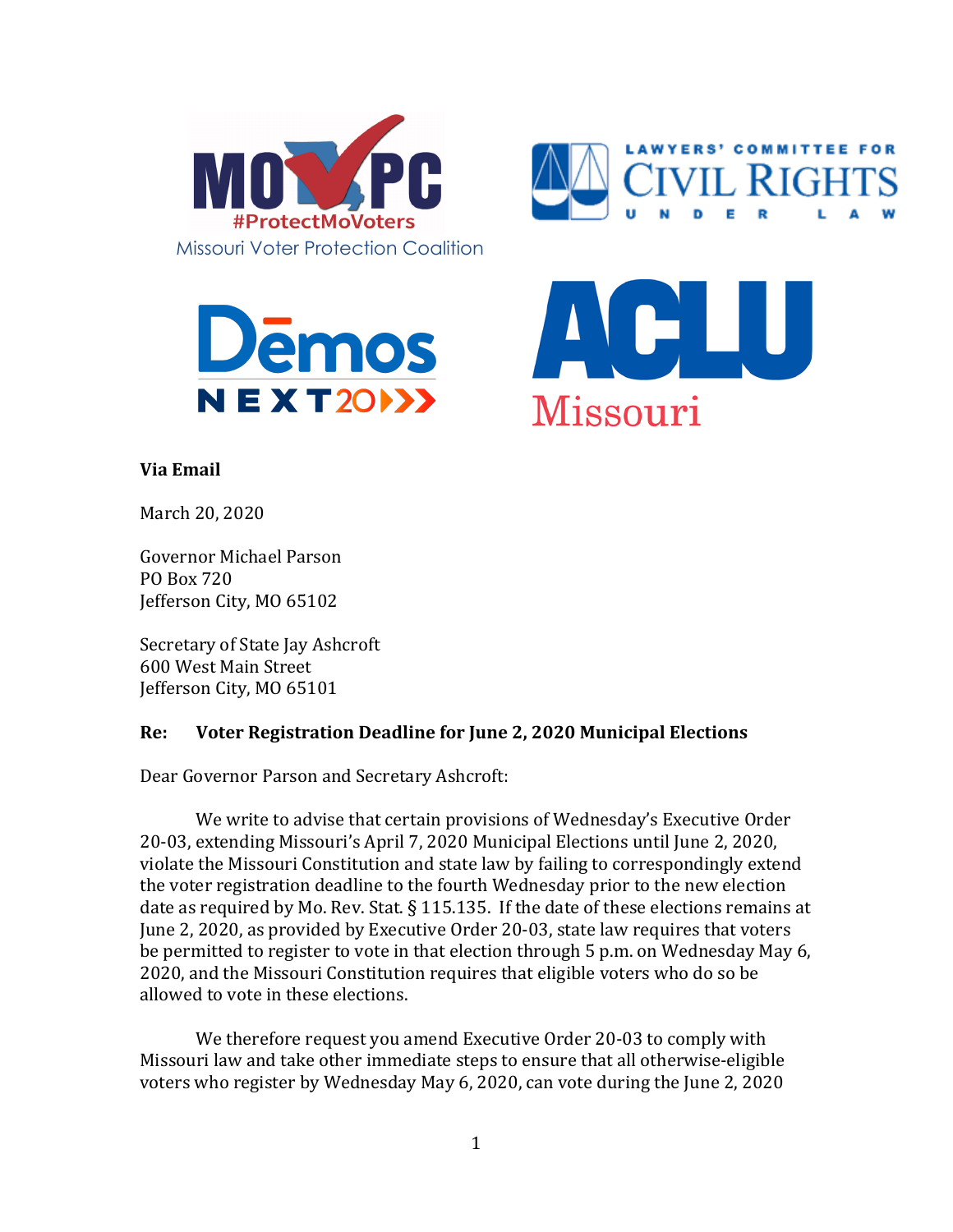**Via Email**

March 20, 2020

Governor Michael Parson
PO Box 720
Jefferson City, MO 65102

Secretary of State Jay Ashcroft
600 West Main Street
Jefferson City, MO 65101

**Re: Voter Registration Deadline for June 2, 2020 Municipal Elections**

Dear Governor Parson and Secretary Ashcroft:

We write to advise that certain provisions of Wednesday's Executive Order 20-03, extending Missouri's April 7, 2020 Municipal Elections until June 2, 2020, violate the Missouri Constitution and state law by failing to correspondingly extend the voter registration deadline to the fourth Wednesday prior to the new election date as required by Mo. Rev. Stat. § 115.135. If the date of these elections remains at June 2, 2020, as provided by Executive Order 20-03, state law requires that voters be permitted to register to vote in that election through 5 p.m. on Wednesday May 6, 2020, and the Missouri Constitution requires that eligible voters who do so be allowed to vote in these elections.

We therefore request you amend Executive Order 20-03 to comply with Missouri law and take other immediate steps to ensure that all otherwise-eligible voters who register by Wednesday May 6, 2020, can vote during the June 2, 2020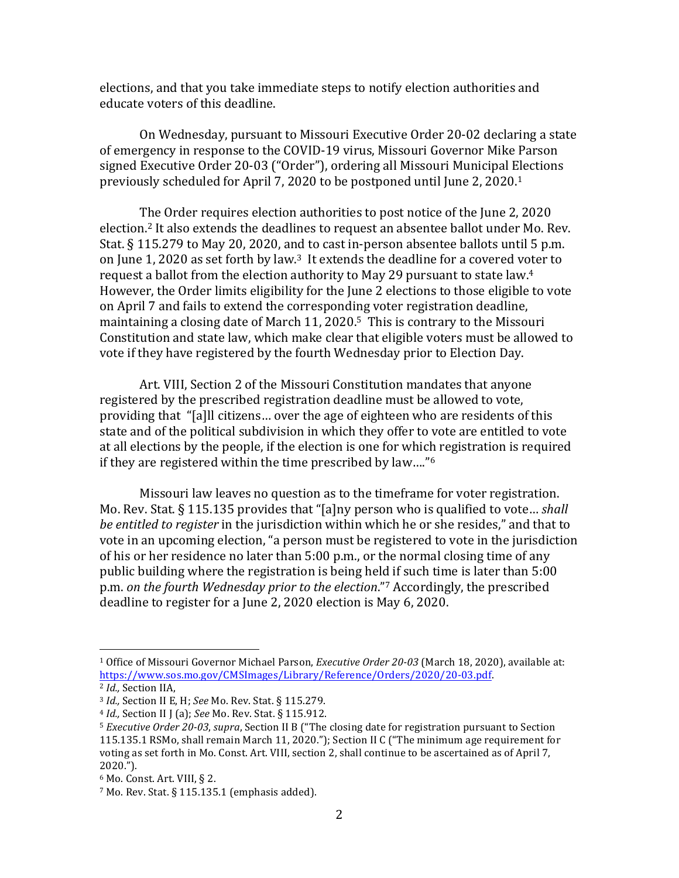elections, and that you take immediate steps to notify election authorities and educate voters of this deadline.

On Wednesday, pursuant to Missouri Executive Order 20-02 declaring a state of emergency in response to the COVID-19 virus, Missouri Governor Mike Parson signed Executive Order 20-03 ("Order"), ordering all Missouri Municipal Elections previously scheduled for April 7, 2020 to be postponed until June 2, 2020.[1]

The Order requires election authorities to post notice of the June 2, 2020 election.[2] It also extends the deadlines to request an absentee ballot under Mo. Rev. Stat. § 115.279 to May 20, 2020, and to cast in-person absentee ballots until 5 p.m. on June 1, 2020 as set forth by law.[3] It extends the deadline for a covered voter to request a ballot from the election authority to May 29 pursuant to state law.[4] However, the Order limits eligibility for the June 2 elections to those eligible to vote on April 7 and fails to extend the corresponding voter registration deadline, maintaining a closing date of March 11, 2020.[5] This is contrary to the Missouri Constitution and state law, which make clear that eligible voters must be allowed to vote if they have registered by the fourth Wednesday prior to Election Day.

Art. VIII, Section 2 of the Missouri Constitution mandates that anyone registered by the prescribed registration deadline must be allowed to vote, providing that "[a]ll citizens… over the age of eighteen who are residents of this state and of the political subdivision in which they offer to vote are entitled to vote at all elections by the people, if the election is one for which registration is required if they are registered within the time prescribed by law…."[6]

Missouri law leaves no question as to the timeframe for voter registration. Mo. Rev. Stat. § 115.135 provides that "[a]ny person who is qualified to vote… *shall be entitled to register* in the jurisdiction within which he or she resides," and that to vote in an upcoming election, "a person must be registered to vote in the jurisdiction of his or her residence no later than 5:00 p.m., or the normal closing time of any public building where the registration is being held if such time is later than 5:00 p.m. *on the fourth Wednesday prior to the election*."[7] Accordingly, the prescribed deadline to register for a June 2, 2020 election is May 6, 2020.

---

[1] Office of Missouri Governor Michael Parson, *Executive Order 20-03* (March 18, 2020), available at: https://www.sos.mo.gov/CMSImages/Library/Reference/Orders/2020/20-03.pdf.

[2] *Id.,* Section IIA,

[3] *Id.,* Section II E, H; *See* Mo. Rev. Stat. § 115.279.

[4] *Id.,* Section II J (a); *See* Mo. Rev. Stat. § 115.912.

[5] *Executive Order 20-03*, *supra*, Section II B ("The closing date for registration pursuant to Section 115.135.1 RSMo, shall remain March 11, 2020."); Section II C ("The minimum age requirement for voting as set forth in Mo. Const. Art. VIII, section 2, shall continue to be ascertained as of April 7, 2020.").

[6] Mo. Const. Art. VIII, § 2.

[7] Mo. Rev. Stat. § 115.135.1 (emphasis added).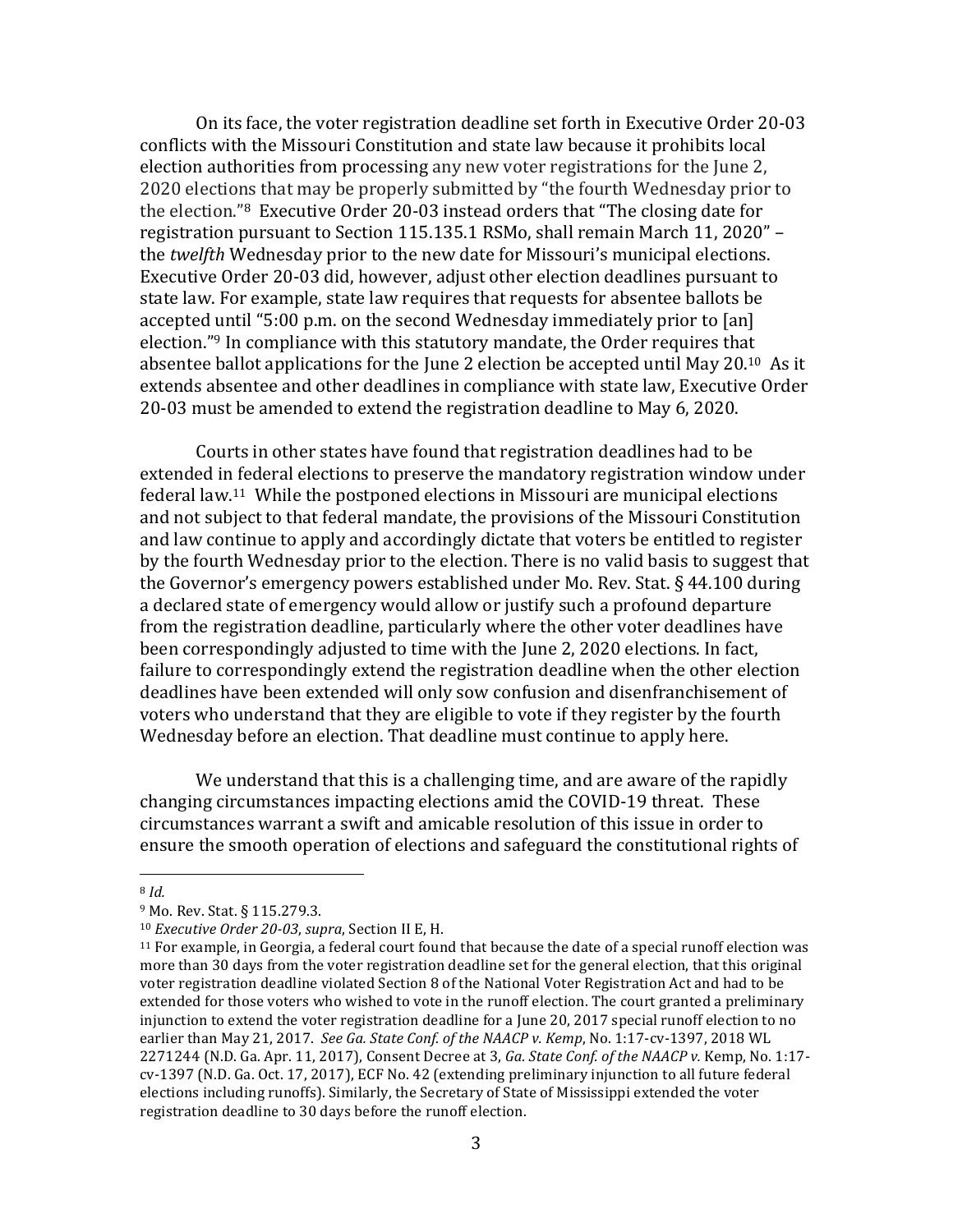On its face, the voter registration deadline set forth in Executive Order 20-03 conflicts with the Missouri Constitution and state law because it prohibits local election authorities from processing any new voter registrations for the June 2, 2020 elections that may be properly submitted by "the fourth Wednesday prior to the election."[8] Executive Order 20-03 instead orders that "The closing date for registration pursuant to Section 115.135.1 RSMo, shall remain March 11, 2020" – the *twelfth* Wednesday prior to the new date for Missouri's municipal elections. Executive Order 20-03 did, however, adjust other election deadlines pursuant to state law. For example, state law requires that requests for absentee ballots be accepted until "5:00 p.m. on the second Wednesday immediately prior to [an] election."[9] In compliance with this statutory mandate, the Order requires that absentee ballot applications for the June 2 election be accepted until May 20.[10] As it extends absentee and other deadlines in compliance with state law, Executive Order 20-03 must be amended to extend the registration deadline to May 6, 2020.

Courts in other states have found that registration deadlines had to be extended in federal elections to preserve the mandatory registration window under federal law.[11] While the postponed elections in Missouri are municipal elections and not subject to that federal mandate, the provisions of the Missouri Constitution and law continue to apply and accordingly dictate that voters be entitled to register by the fourth Wednesday prior to the election. There is no valid basis to suggest that the Governor's emergency powers established under Mo. Rev. Stat. § 44.100 during a declared state of emergency would allow or justify such a profound departure from the registration deadline, particularly where the other voter deadlines have been correspondingly adjusted to time with the June 2, 2020 elections. In fact, failure to correspondingly extend the registration deadline when the other election deadlines have been extended will only sow confusion and disenfranchisement of voters who understand that they are eligible to vote if they register by the fourth Wednesday before an election. That deadline must continue to apply here.

We understand that this is a challenging time, and are aware of the rapidly changing circumstances impacting elections amid the COVID-19 threat. These circumstances warrant a swift and amicable resolution of this issue in order to ensure the smooth operation of elections and safeguard the constitutional rights of

---

[8] *Id.*

[9] Mo. Rev. Stat. § 115.279.3.

[10] *Executive Order 20-03*, *supra*, Section II E, H.

[11] For example, in Georgia, a federal court found that because the date of a special runoff election was more than 30 days from the voter registration deadline set for the general election, that this original voter registration deadline violated Section 8 of the National Voter Registration Act and had to be extended for those voters who wished to vote in the runoff election. The court granted a preliminary injunction to extend the voter registration deadline for a June 20, 2017 special runoff election to no earlier than May 21, 2017. *See Ga. State Conf. of the NAACP v. Kemp*, No. 1:17-cv-1397, 2018 WL 2271244 (N.D. Ga. Apr. 11, 2017), Consent Decree at 3, *Ga. State Conf. of the NAACP v.* Kemp, No. 1:17-cv-1397 (N.D. Ga. Oct. 17, 2017), ECF No. 42 (extending preliminary injunction to all future federal elections including runoffs). Similarly, the Secretary of State of Mississippi extended the voter registration deadline to 30 days before the runoff election.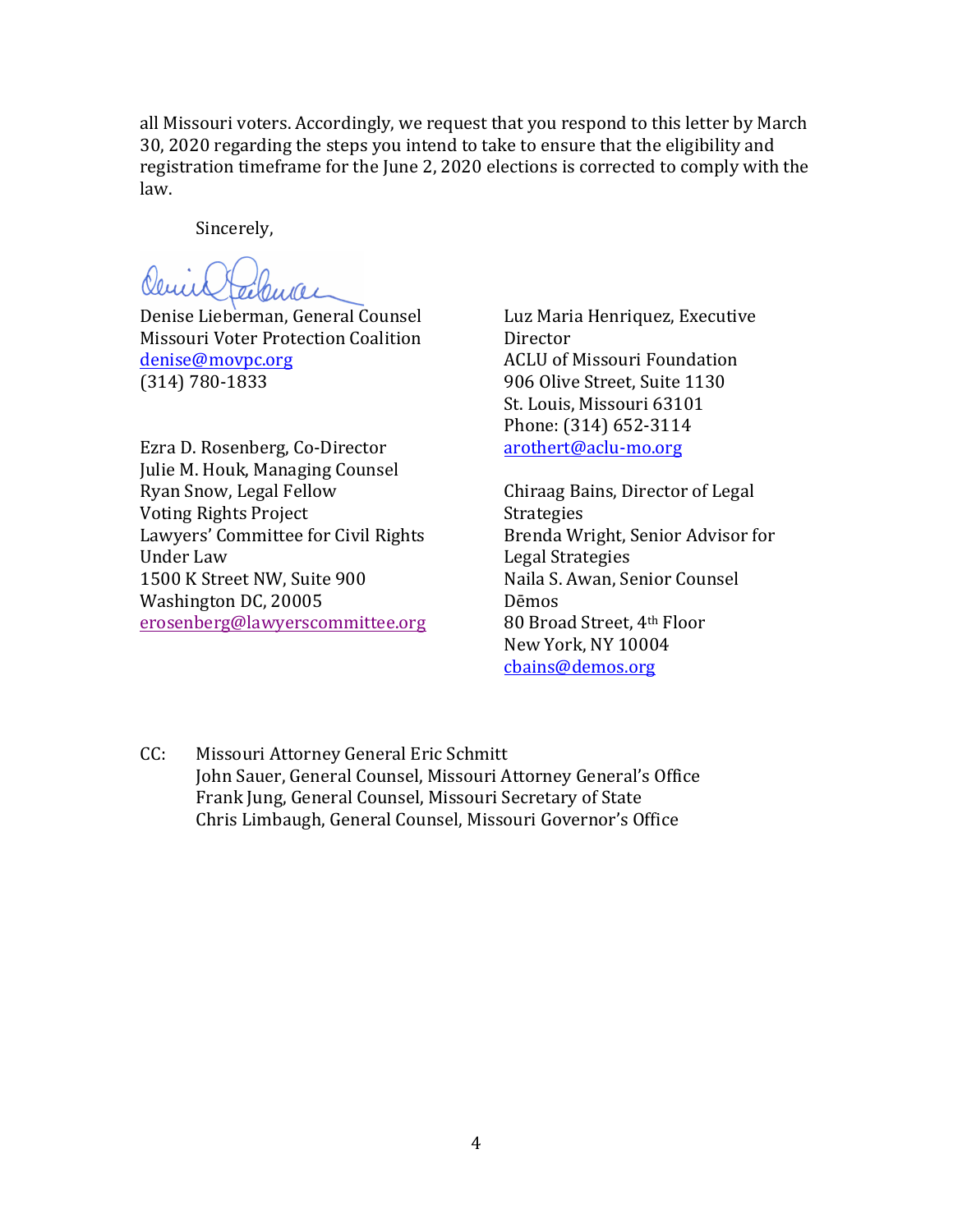all Missouri voters. Accordingly, we request that you respond to this letter by March 30, 2020 regarding the steps you intend to take to ensure that the eligibility and registration timeframe for the June 2, 2020 elections is corrected to comply with the law.

Sincerely,

Denise Lieberman, General Counsel
Missouri Voter Protection Coalition
denise@movpc.org
(314) 780-1833

Luz Maria Henriquez, Executive Director
ACLU of Missouri Foundation
906 Olive Street, Suite 1130
St. Louis, Missouri 63101
Phone: (314) 652-3114
arothert@aclu-mo.org

Ezra D. Rosenberg, Co-Director
Julie M. Houk, Managing Counsel
Ryan Snow, Legal Fellow
Voting Rights Project
Lawyers' Committee for Civil Rights Under Law
1500 K Street NW, Suite 900
Washington DC, 20005
erosenberg@lawyerscommittee.org

Chiraag Bains, Director of Legal Strategies
Brenda Wright, Senior Advisor for Legal Strategies
Naila S. Awan, Senior Counsel
Dēmos
80 Broad Street, 4th Floor
New York, NY 10004
cbains@demos.org

CC: Missouri Attorney General Eric Schmitt
John Sauer, General Counsel, Missouri Attorney General's Office
Frank Jung, General Counsel, Missouri Secretary of State
Chris Limbaugh, General Counsel, Missouri Governor's Office